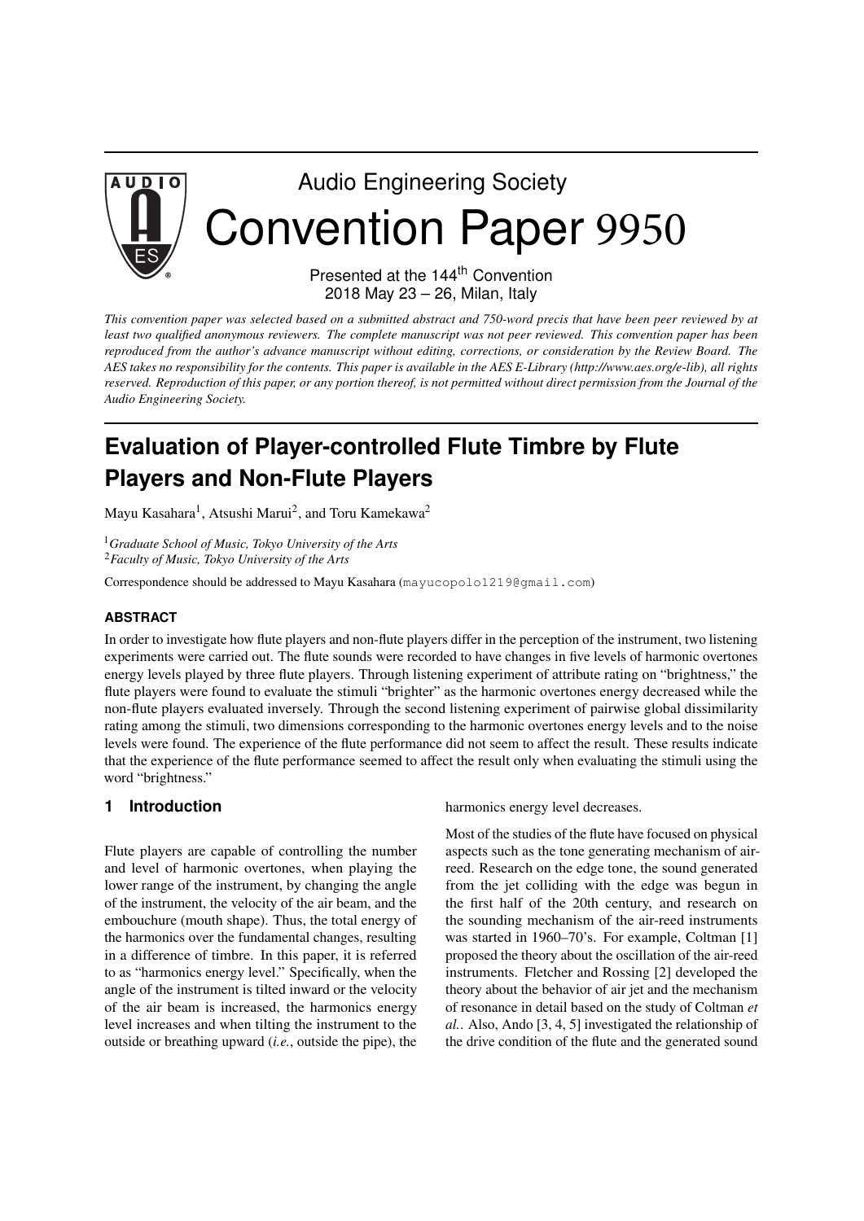Audio Engineering Society

# Convention Paper 9950

Presented at the 144th Convention
2018 May 23 – 26, Milan, Italy

*This convention paper was selected based on a submitted abstract and 750-word precis that have been peer reviewed by at least two qualified anonymous reviewers. The complete manuscript was not peer reviewed. This convention paper has been reproduced from the author's advance manuscript without editing, corrections, or consideration by the Review Board. The AES takes no responsibility for the contents. This paper is available in the AES E-Library (http://www.aes.org/e-lib), all rights reserved. Reproduction of this paper, or any portion thereof, is not permitted without direct permission from the Journal of the Audio Engineering Society.*

# Evaluation of Player-controlled Flute Timbre by Flute Players and Non-Flute Players

Mayu Kasahara[1], Atsushi Marui[2], and Toru Kamekawa[2]

[1]*Graduate School of Music, Tokyo University of the Arts*
[2]*Faculty of Music, Tokyo University of the Arts*

Correspondence should be addressed to Mayu Kasahara (mayucopolo1219@gmail.com)

### ABSTRACT

In order to investigate how flute players and non-flute players differ in the perception of the instrument, two listening experiments were carried out. The flute sounds were recorded to have changes in five levels of harmonic overtones energy levels played by three flute players. Through listening experiment of attribute rating on "brightness," the flute players were found to evaluate the stimuli "brighter" as the harmonic overtones energy decreased while the non-flute players evaluated inversely. Through the second listening experiment of pairwise global dissimilarity rating among the stimuli, two dimensions corresponding to the harmonic overtones energy levels and to the noise levels were found. The experience of the flute performance did not seem to affect the result. These results indicate that the experience of the flute performance seemed to affect the result only when evaluating the stimuli using the word "brightness."

## 1 Introduction

Flute players are capable of controlling the number and level of harmonic overtones, when playing the lower range of the instrument, by changing the angle of the instrument, the velocity of the air beam, and the embouchure (mouth shape). Thus, the total energy of the harmonics over the fundamental changes, resulting in a difference of timbre. In this paper, it is referred to as "harmonics energy level." Specifically, when the angle of the instrument is tilted inward or the velocity of the air beam is increased, the harmonics energy level increases and when tilting the instrument to the outside or breathing upward (*i.e.*, outside the pipe), the harmonics energy level decreases.

Most of the studies of the flute have focused on physical aspects such as the tone generating mechanism of air-reed. Research on the edge tone, the sound generated from the jet colliding with the edge was begun in the first half of the 20th century, and research on the sounding mechanism of the air-reed instruments was started in 1960–70's. For example, Coltman [1] proposed the theory about the oscillation of the air-reed instruments. Fletcher and Rossing [2] developed the theory about the behavior of air jet and the mechanism of resonance in detail based on the study of Coltman *et al.*. Also, Ando [3, 4, 5] investigated the relationship of the drive condition of the flute and the generated sound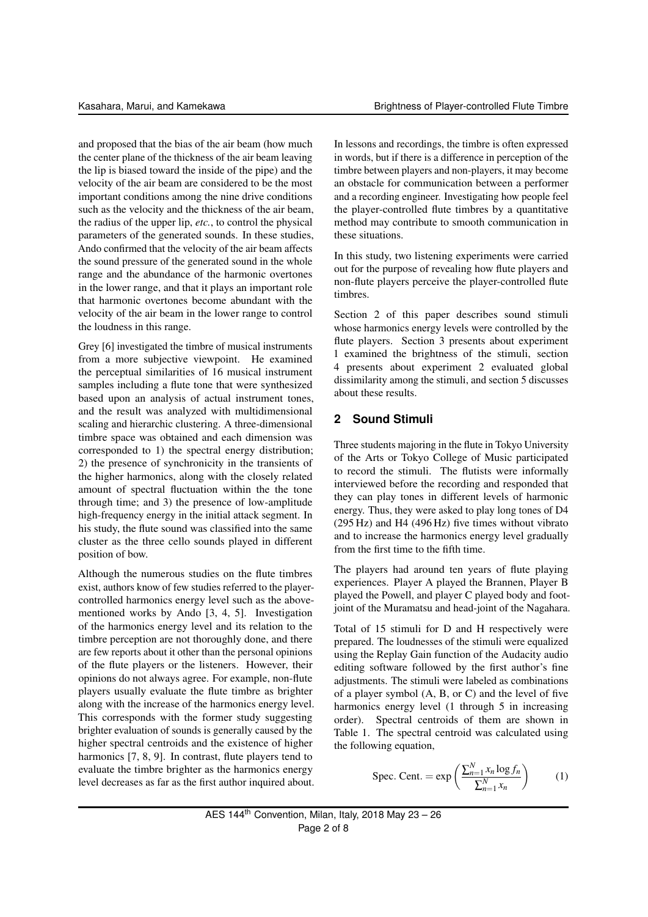and proposed that the bias of the air beam (how much the center plane of the thickness of the air beam leaving the lip is biased toward the inside of the pipe) and the velocity of the air beam are considered to be the most important conditions among the nine drive conditions such as the velocity and the thickness of the air beam, the radius of the upper lip, *etc.*, to control the physical parameters of the generated sounds. In these studies, Ando confirmed that the velocity of the air beam affects the sound pressure of the generated sound in the whole range and the abundance of the harmonic overtones in the lower range, and that it plays an important role that harmonic overtones become abundant with the velocity of the air beam in the lower range to control the loudness in this range.

Grey [6] investigated the timbre of musical instruments from a more subjective viewpoint. He examined the perceptual similarities of 16 musical instrument samples including a flute tone that were synthesized based upon an analysis of actual instrument tones, and the result was analyzed with multidimensional scaling and hierarchic clustering. A three-dimensional timbre space was obtained and each dimension was corresponded to 1) the spectral energy distribution; 2) the presence of synchronicity in the transients of the higher harmonics, along with the closely related amount of spectral fluctuation within the the tone through time; and 3) the presence of low-amplitude high-frequency energy in the initial attack segment. In his study, the flute sound was classified into the same cluster as the three cello sounds played in different position of bow.

Although the numerous studies on the flute timbres exist, authors know of few studies referred to the player-controlled harmonics energy level such as the above-mentioned works by Ando [3, 4, 5]. Investigation of the harmonics energy level and its relation to the timbre perception are not thoroughly done, and there are few reports about it other than the personal opinions of the flute players or the listeners. However, their opinions do not always agree. For example, non-flute players usually evaluate the flute timbre as brighter along with the increase of the harmonics energy level. This corresponds with the former study suggesting brighter evaluation of sounds is generally caused by the higher spectral centroids and the existence of higher harmonics [7, 8, 9]. In contrast, flute players tend to evaluate the timbre brighter as the harmonics energy level decreases as far as the first author inquired about. In lessons and recordings, the timbre is often expressed in words, but if there is a difference in perception of the timbre between players and non-players, it may become an obstacle for communication between a performer and a recording engineer. Investigating how people feel the player-controlled flute timbres by a quantitative method may contribute to smooth communication in these situations.

In this study, two listening experiments were carried out for the purpose of revealing how flute players and non-flute players perceive the player-controlled flute timbres.

Section 2 of this paper describes sound stimuli whose harmonics energy levels were controlled by the flute players. Section 3 presents about experiment 1 examined the brightness of the stimuli, section 4 presents about experiment 2 evaluated global dissimilarity among the stimuli, and section 5 discusses about these results.

## 2 Sound Stimuli

Three students majoring in the flute in Tokyo University of the Arts or Tokyo College of Music participated to record the stimuli. The flutists were informally interviewed before the recording and responded that they can play tones in different levels of harmonic energy. Thus, they were asked to play long tones of D4 (295 Hz) and H4 (496 Hz) five times without vibrato and to increase the harmonics energy level gradually from the first time to the fifth time.

The players had around ten years of flute playing experiences. Player A played the Brannen, Player B played the Powell, and player C played body and foot-joint of the Muramatsu and head-joint of the Nagahara.

Total of 15 stimuli for D and H respectively were prepared. The loudnesses of the stimuli were equalized using the Replay Gain function of the Audacity audio editing software followed by the first author's fine adjustments. The stimuli were labeled as combinations of a player symbol (A, B, or C) and the level of five harmonics energy level (1 through 5 in increasing order). Spectral centroids of them are shown in Table 1. The spectral centroid was calculated using the following equation,

$$\text{Spec. Cent.} = \exp\left(\frac{\sum_{n=1}^{N} x_n \log f_n}{\sum_{n=1}^{N} x_n}\right) \qquad (1)$$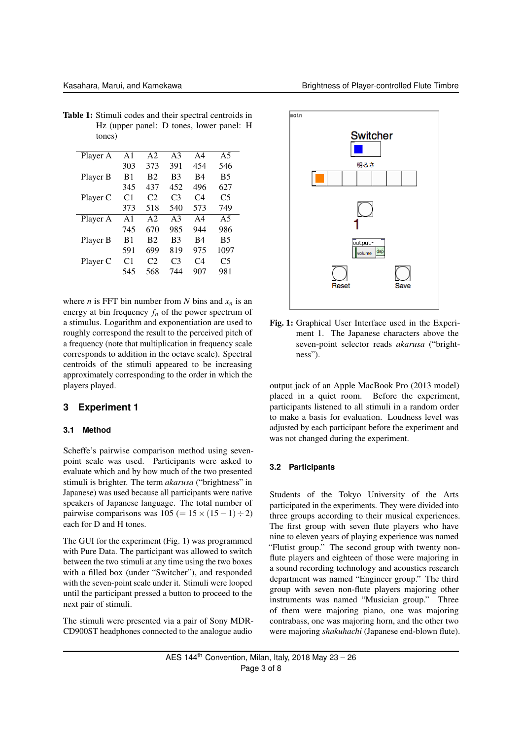Table 1: Stimuli codes and their spectral centroids in Hz (upper panel: D tones, lower panel: H tones)

| | | | | | |
|---|---|---|---|---|---|
| Player A | A1 | A2 | A3 | A4 | A5 |
| | 303 | 373 | 391 | 454 | 546 |
| Player B | B1 | B2 | B3 | B4 | B5 |
| | 345 | 437 | 452 | 496 | 627 |
| Player C | C1 | C2 | C3 | C4 | C5 |
| | 373 | 518 | 540 | 573 | 749 |
| Player A | A1 | A2 | A3 | A4 | A5 |
| | 745 | 670 | 985 | 944 | 986 |
| Player B | B1 | B2 | B3 | B4 | B5 |
| | 591 | 699 | 819 | 975 | 1097 |
| Player C | C1 | C2 | C3 | C4 | C5 |
| | 545 | 568 | 744 | 907 | 981 |

where $n$ is FFT bin number from $N$ bins and $x_n$ is an energy at bin frequency $f_n$ of the power spectrum of a stimulus. Logarithm and exponentiation are used to roughly correspond the result to the perceived pitch of a frequency (note that multiplication in frequency scale corresponds to addition in the octave scale). Spectral centroids of the stimuli appeared to be increasing approximately corresponding to the order in which the players played.

## 3 Experiment 1

### 3.1 Method

Scheffe's pairwise comparison method using seven-point scale was used. Participants were asked to evaluate which and by how much of the two presented stimuli is brighter. The term *akarusa* ("brightness" in Japanese) was used because all participants were native speakers of Japanese language. The total number of pairwise comparisons was 105 ($= 15 \times (15 - 1) \div 2$) each for D and H tones.

The GUI for the experiment (Fig. 1) was programmed with Pure Data. The participant was allowed to switch between the two stimuli at any time using the two boxes with a filled box (under "Switcher"), and responded with the seven-point scale under it. Stimuli were looped until the participant pressed a button to proceed to the next pair of stimuli.

The stimuli were presented via a pair of Sony MDR-CD900ST headphones connected to the analogue audio output jack of an Apple MacBook Pro (2013 model) placed in a quiet room. Before the experiment, participants listened to all stimuli in a random order to make a basis for evaluation. Loudness level was adjusted by each participant before the experiment and was not changed during the experiment.

main
Switcher
明るさ
1
output~
volume
dsp
Reset
Save

Fig. 1: Graphical User Interface used in the Experiment 1. The Japanese characters above the seven-point selector reads *akarusa* ("brightness").

### 3.2 Participants

Students of the Tokyo University of the Arts participated in the experiments. They were divided into three groups according to their musical experiences. The first group with seven flute players who have nine to eleven years of playing experience was named "Flutist group." The second group with twenty non-flute players and eighteen of those were majoring in a sound recording technology and acoustics research department was named "Engineer group." The third group with seven non-flute players majoring other instruments was named "Musician group." Three of them were majoring piano, one was majoring contrabass, one was majoring horn, and the other two were majoring *shakuhachi* (Japanese end-blown flute).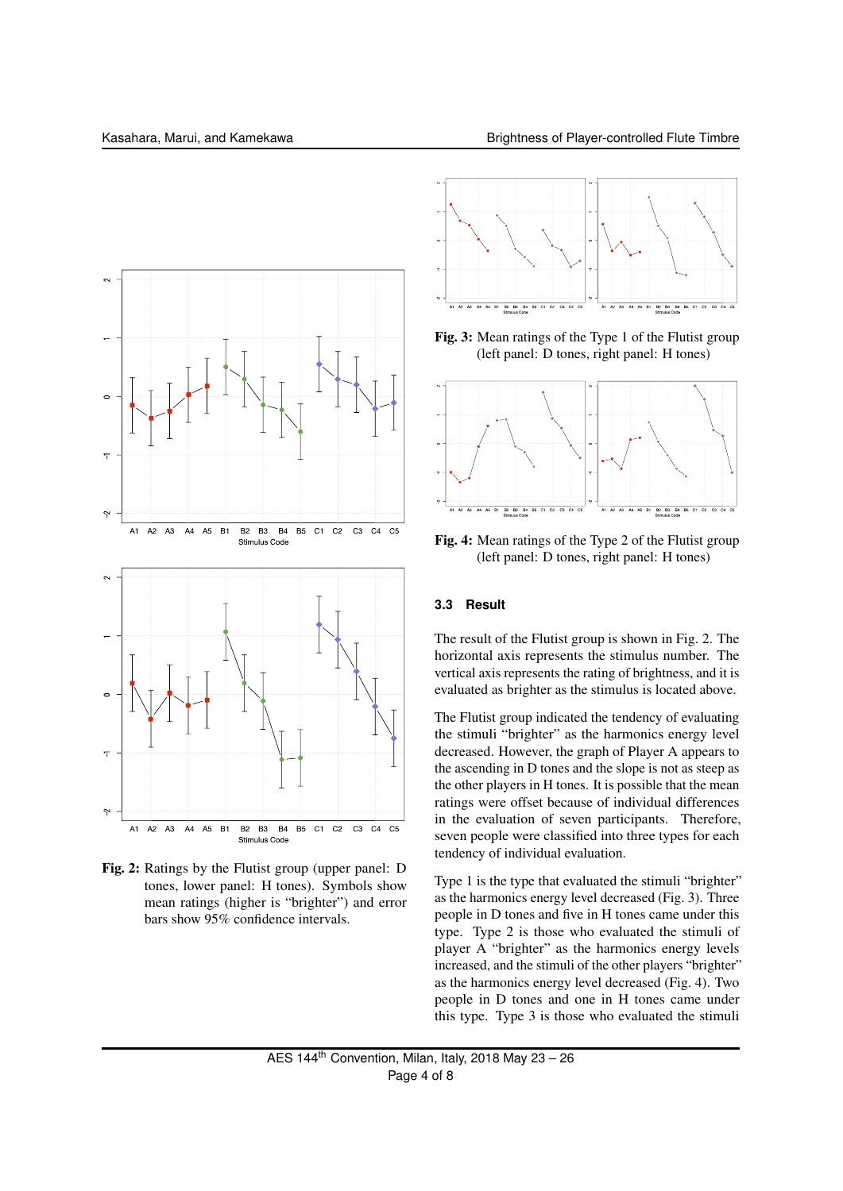2
1
0
-1
-2
A1 A2 A3 A4 A5 B1 B2 B3 B4 B5 C1 C2 C3 C4 C5
Stimulus Code

2
1
0
-1
-2
A1 A2 A3 A4 A5 B1 B2 B3 B4 B5 C1 C2 C3 C4 C5
Stimulus Code

**Fig. 2:** Ratings by the Flutist group (upper panel: D tones, lower panel: H tones). Symbols show mean ratings (higher is "brighter") and error bars show 95% confidence intervals.

Stimulus Code

**Fig. 3:** Mean ratings of the Type 1 of the Flutist group (left panel: D tones, right panel: H tones)

Stimulus Code

**Fig. 4:** Mean ratings of the Type 2 of the Flutist group (left panel: D tones, right panel: H tones)

### 3.3 Result

The result of the Flutist group is shown in Fig. 2. The horizontal axis represents the stimulus number. The vertical axis represents the rating of brightness, and it is evaluated as brighter as the stimulus is located above.

The Flutist group indicated the tendency of evaluating the stimuli "brighter" as the harmonics energy level decreased. However, the graph of Player A appears to the ascending in D tones and the slope is not as steep as the other players in H tones. It is possible that the mean ratings were offset because of individual differences in the evaluation of seven participants. Therefore, seven people were classified into three types for each tendency of individual evaluation.

Type 1 is the type that evaluated the stimuli "brighter" as the harmonics energy level decreased (Fig. 3). Three people in D tones and five in H tones came under this type. Type 2 is those who evaluated the stimuli of player A "brighter" as the harmonics energy levels increased, and the stimuli of the other players "brighter" as the harmonics energy level decreased (Fig. 4). Two people in D tones and one in H tones came under this type. Type 3 is those who evaluated the stimuli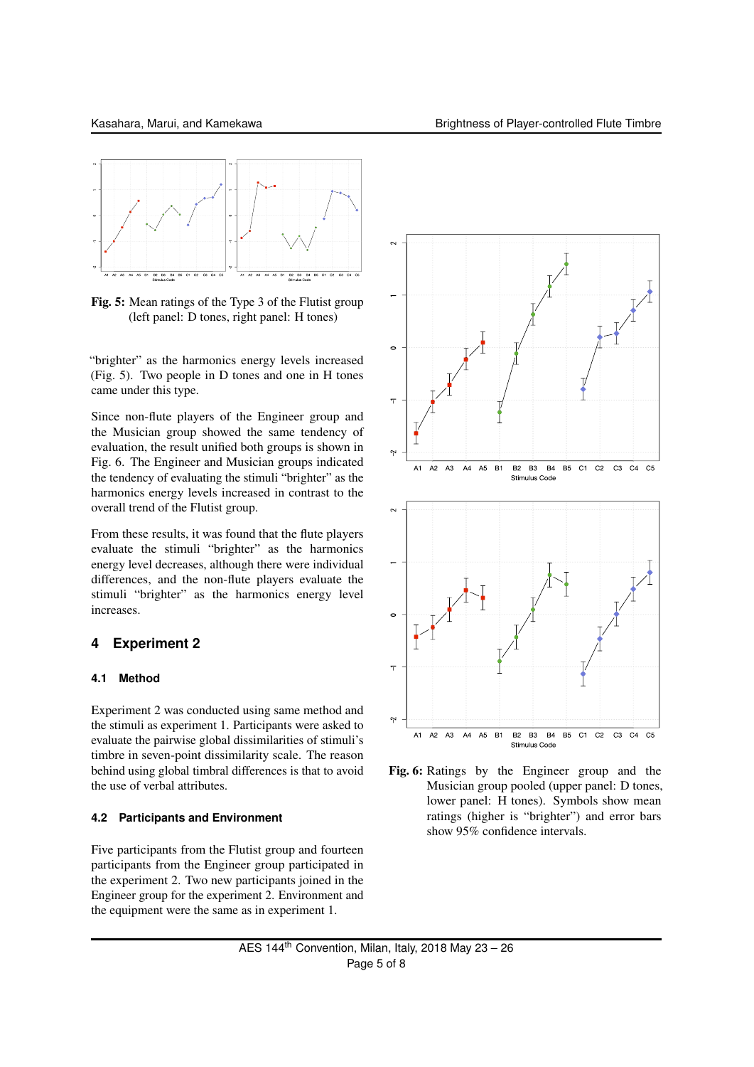A1 A2 A3 A4 A5 B1 B2 B3 B4 B5 C1 C2 C3 C4 C5
Stimulus Code

**Fig. 5:** Mean ratings of the Type 3 of the Flutist group (left panel: D tones, right panel: H tones)

"brighter" as the harmonics energy levels increased (Fig. 5). Two people in D tones and one in H tones came under this type.

Since non-flute players of the Engineer group and the Musician group showed the same tendency of evaluation, the result unified both groups is shown in Fig. 6. The Engineer and Musician groups indicated the tendency of evaluating the stimuli "brighter" as the harmonics energy levels increased in contrast to the overall trend of the Flutist group.

From these results, it was found that the flute players evaluate the stimuli "brighter" as the harmonics energy level decreases, although there were individual differences, and the non-flute players evaluate the stimuli "brighter" as the harmonics energy level increases.

## 4 Experiment 2

### 4.1 Method

Experiment 2 was conducted using same method and the stimuli as experiment 1. Participants were asked to evaluate the pairwise global dissimilarities of stimuli's timbre in seven-point dissimilarity scale. The reason behind using global timbral differences is that to avoid the use of verbal attributes.

### 4.2 Participants and Environment

Five participants from the Flutist group and fourteen participants from the Engineer group participated in the experiment 2. Two new participants joined in the Engineer group for the experiment 2. Environment and the equipment were the same as in experiment 1.

2
1
0
-1
-2
A1 A2 A3 A4 A5 B1 B2 B3 B4 B5 C1 C2 C3 C4 C5
Stimulus Code

2
1
0
-1
-2
A1 A2 A3 A4 A5 B1 B2 B3 B4 B5 C1 C2 C3 C4 C5
Stimulus Code

**Fig. 6:** Ratings by the Engineer group and the Musician group pooled (upper panel: D tones, lower panel: H tones). Symbols show mean ratings (higher is "brighter") and error bars show 95% confidence intervals.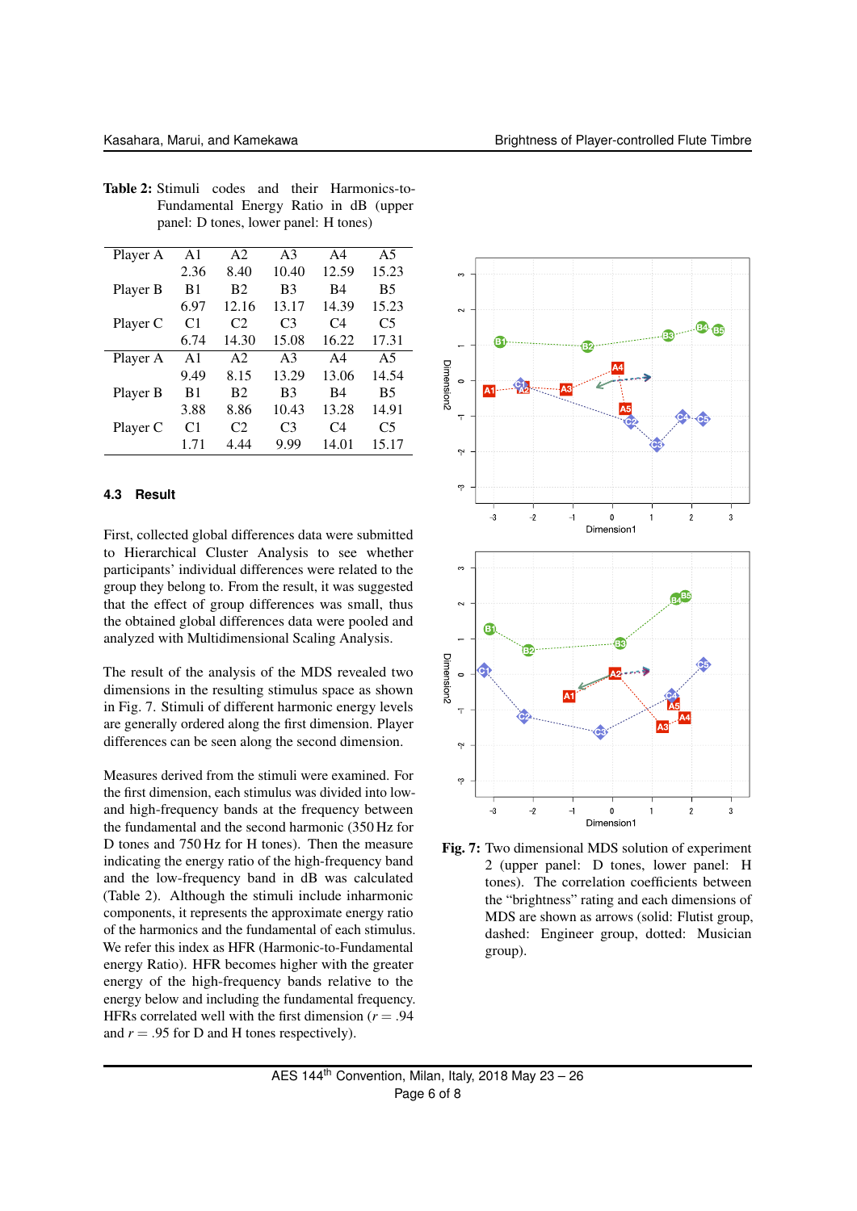**Table 2:** Stimuli codes and their Harmonics-to-Fundamental Energy Ratio in dB (upper panel: D tones, lower panel: H tones)

| | | | | | |
|---|---|---|---|---|---|
| Player A | A1 | A2 | A3 | A4 | A5 |
| | 2.36 | 8.40 | 10.40 | 12.59 | 15.23 |
| Player B | B1 | B2 | B3 | B4 | B5 |
| | 6.97 | 12.16 | 13.17 | 14.39 | 15.23 |
| Player C | C1 | C2 | C3 | C4 | C5 |
| | 6.74 | 14.30 | 15.08 | 16.22 | 17.31 |
| Player A | A1 | A2 | A3 | A4 | A5 |
| | 9.49 | 8.15 | 13.29 | 13.06 | 14.54 |
| Player B | B1 | B2 | B3 | B4 | B5 |
| | 3.88 | 8.86 | 10.43 | 13.28 | 14.91 |
| Player C | C1 | C2 | C3 | C4 | C5 |
| | 1.71 | 4.44 | 9.99 | 14.01 | 15.17 |

### 4.3 Result

First, collected global differences data were submitted to Hierarchical Cluster Analysis to see whether participants' individual differences were related to the group they belong to. From the result, it was suggested that the effect of group differences was small, thus the obtained global differences data were pooled and analyzed with Multidimensional Scaling Analysis.

The result of the analysis of the MDS revealed two dimensions in the resulting stimulus space as shown in Fig. 7. Stimuli of different harmonic energy levels are generally ordered along the first dimension. Player differences can be seen along the second dimension.

Measures derived from the stimuli were examined. For the first dimension, each stimulus was divided into low- and high-frequency bands at the frequency between the fundamental and the second harmonic (350 Hz for D tones and 750 Hz for H tones). Then the measure indicating the energy ratio of the high-frequency band and the low-frequency band in dB was calculated (Table 2). Although the stimuli include inharmonic components, it represents the approximate energy ratio of the harmonics and the fundamental of each stimulus. We refer this index as HFR (Harmonic-to-Fundamental energy Ratio). HFR becomes higher with the greater energy of the high-frequency bands relative to the energy below and including the fundamental frequency. HFRs correlated well with the first dimension ($r = .94$ and $r = .95$ for D and H tones respectively).

Dimension2
Dimension1

**Fig. 7:** Two dimensional MDS solution of experiment 2 (upper panel: D tones, lower panel: H tones). The correlation coefficients between the "brightness" rating and each dimensions of MDS are shown as arrows (solid: Flutist group, dashed: Engineer group, dotted: Musician group).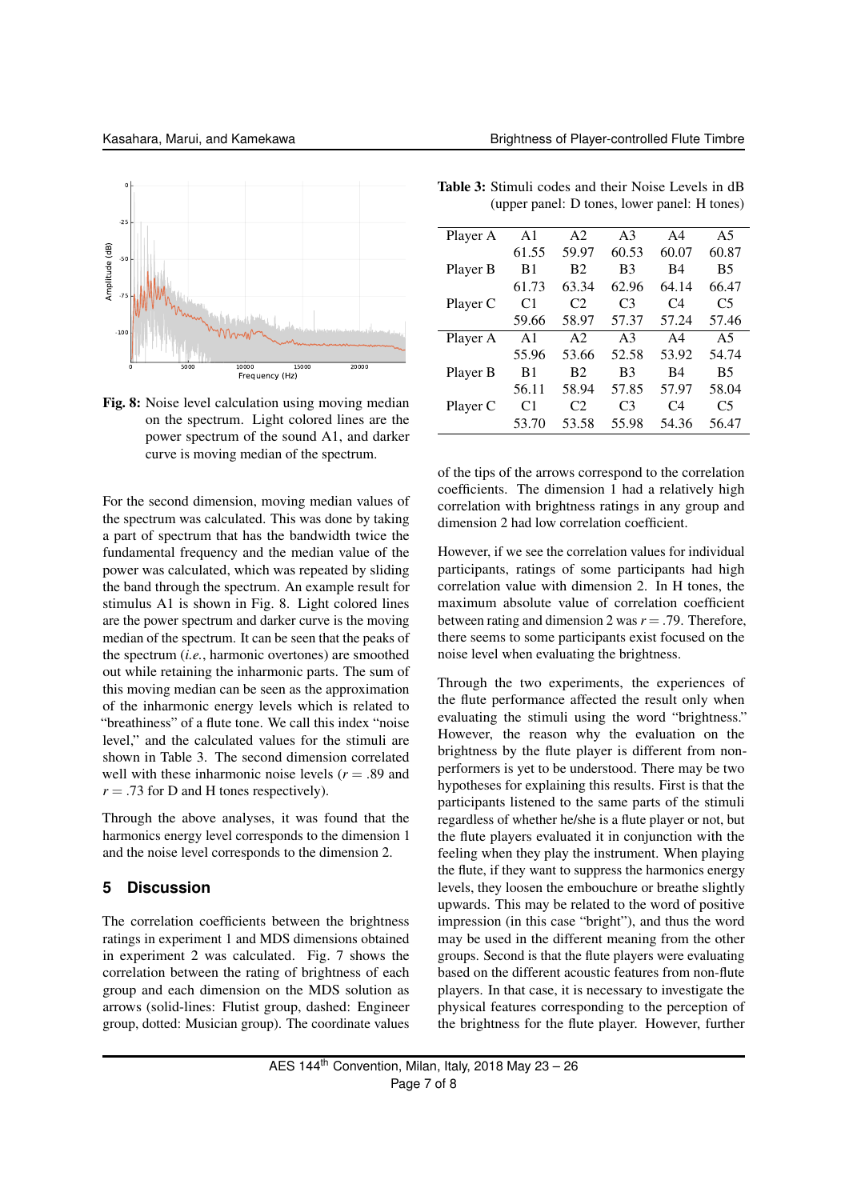0
-25
-50
-75
-100
Amplitude (dB)
0
5000
10000
15000
20000
Frequency (Hz)

**Fig. 8:** Noise level calculation using moving median on the spectrum. Light colored lines are the power spectrum of the sound A1, and darker curve is moving median of the spectrum.

For the second dimension, moving median values of the spectrum was calculated. This was done by taking a part of spectrum that has the bandwidth twice the fundamental frequency and the median value of the power was calculated, which was repeated by sliding the band through the spectrum. An example result for stimulus A1 is shown in Fig. 8. Light colored lines are the power spectrum and darker curve is the moving median of the spectrum. It can be seen that the peaks of the spectrum (*i.e.*, harmonic overtones) are smoothed out while retaining the inharmonic parts. The sum of this moving median can be seen as the approximation of the inharmonic energy levels which is related to "breathiness" of a flute tone. We call this index "noise level," and the calculated values for the stimuli are shown in Table 3. The second dimension correlated well with these inharmonic noise levels ($r = .89$ and $r = .73$ for D and H tones respectively).

Through the above analyses, it was found that the harmonics energy level corresponds to the dimension 1 and the noise level corresponds to the dimension 2.

## 5 Discussion

The correlation coefficients between the brightness ratings in experiment 1 and MDS dimensions obtained in experiment 2 was calculated. Fig. 7 shows the correlation between the rating of brightness of each group and each dimension on the MDS solution as arrows (solid-lines: Flutist group, dashed: Engineer group, dotted: Musician group). The coordinate values of the tips of the arrows correspond to the correlation coefficients. The dimension 1 had a relatively high correlation with brightness ratings in any group and dimension 2 had low correlation coefficient.

**Table 3:** Stimuli codes and their Noise Levels in dB (upper panel: D tones, lower panel: H tones)

| | | | | | |
|---|---|---|---|---|---|
| Player A | A1 | A2 | A3 | A4 | A5 |
| | 61.55 | 59.97 | 60.53 | 60.07 | 60.87 |
| Player B | B1 | B2 | B3 | B4 | B5 |
| | 61.73 | 63.34 | 62.96 | 64.14 | 66.47 |
| Player C | C1 | C2 | C3 | C4 | C5 |
| | 59.66 | 58.97 | 57.37 | 57.24 | 57.46 |
| Player A | A1 | A2 | A3 | A4 | A5 |
| | 55.96 | 53.66 | 52.58 | 53.92 | 54.74 |
| Player B | B1 | B2 | B3 | B4 | B5 |
| | 56.11 | 58.94 | 57.85 | 57.97 | 58.04 |
| Player C | C1 | C2 | C3 | C4 | C5 |
| | 53.70 | 53.58 | 55.98 | 54.36 | 56.47 |

However, if we see the correlation values for individual participants, ratings of some participants had high correlation value with dimension 2. In H tones, the maximum absolute value of correlation coefficient between rating and dimension 2 was $r = .79$. Therefore, there seems to some participants exist focused on the noise level when evaluating the brightness.

Through the two experiments, the experiences of the flute performance affected the result only when evaluating the stimuli using the word "brightness." However, the reason why the evaluation on the brightness by the flute player is different from non-performers is yet to be understood. There may be two hypotheses for explaining this results. First is that the participants listened to the same parts of the stimuli regardless of whether he/she is a flute player or not, but the flute players evaluated it in conjunction with the feeling when they play the instrument. When playing the flute, if they want to suppress the harmonics energy levels, they loosen the embouchure or breathe slightly upwards. This may be related to the word of positive impression (in this case "bright"), and thus the word may be used in the different meaning from the other groups. Second is that the flute players were evaluating based on the different acoustic features from non-flute players. In that case, it is necessary to investigate the physical features corresponding to the perception of the brightness for the flute player. However, further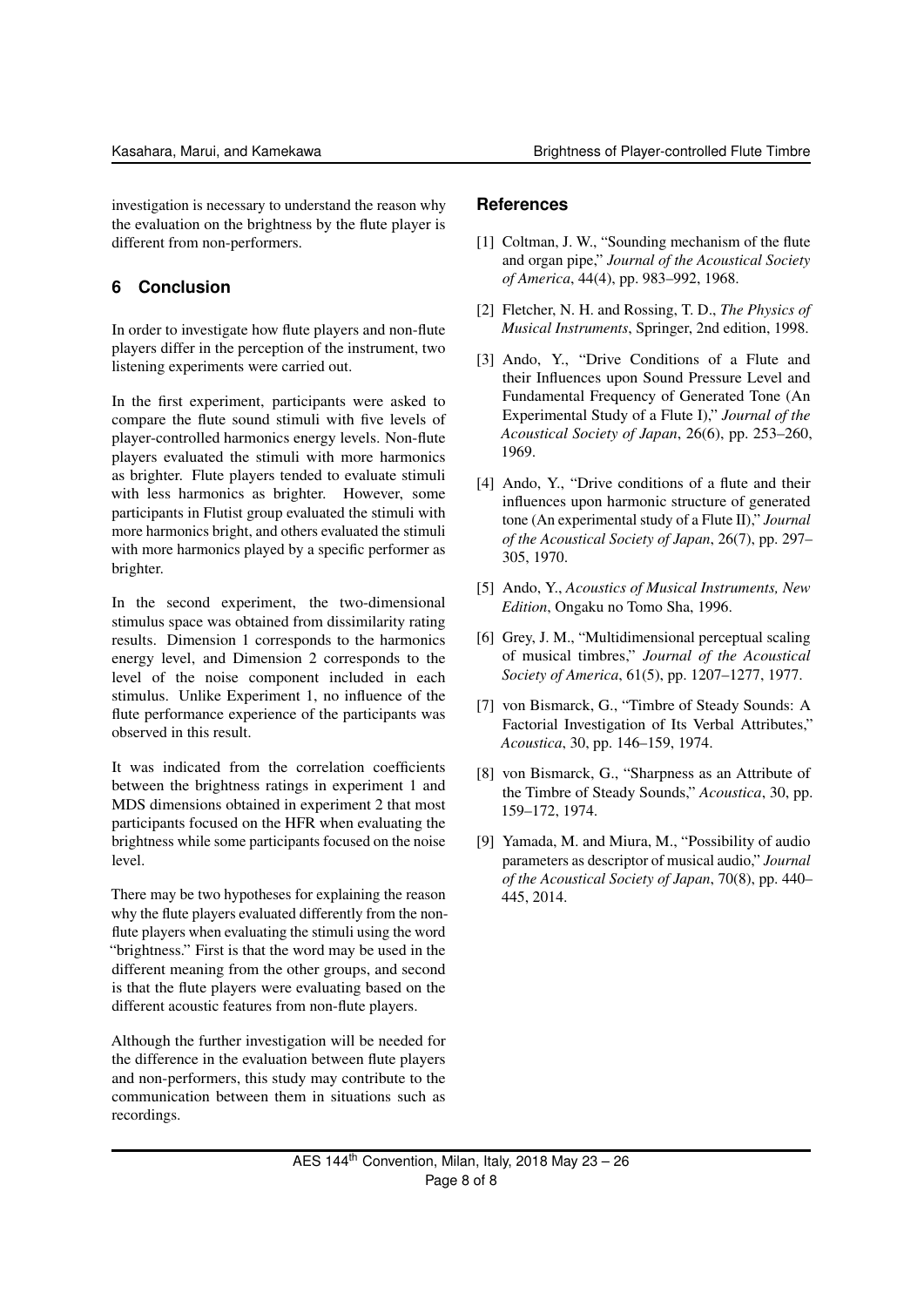investigation is necessary to understand the reason why the evaluation on the brightness by the flute player is different from non-performers.

## 6 Conclusion

In order to investigate how flute players and non-flute players differ in the perception of the instrument, two listening experiments were carried out.

In the first experiment, participants were asked to compare the flute sound stimuli with five levels of player-controlled harmonics energy levels. Non-flute players evaluated the stimuli with more harmonics as brighter. Flute players tended to evaluate stimuli with less harmonics as brighter. However, some participants in Flutist group evaluated the stimuli with more harmonics bright, and others evaluated the stimuli with more harmonics played by a specific performer as brighter.

In the second experiment, the two-dimensional stimulus space was obtained from dissimilarity rating results. Dimension 1 corresponds to the harmonics energy level, and Dimension 2 corresponds to the level of the noise component included in each stimulus. Unlike Experiment 1, no influence of the flute performance experience of the participants was observed in this result.

It was indicated from the correlation coefficients between the brightness ratings in experiment 1 and MDS dimensions obtained in experiment 2 that most participants focused on the HFR when evaluating the brightness while some participants focused on the noise level.

There may be two hypotheses for explaining the reason why the flute players evaluated differently from the non-flute players when evaluating the stimuli using the word "brightness." First is that the word may be used in the different meaning from the other groups, and second is that the flute players were evaluating based on the different acoustic features from non-flute players.

Although the further investigation will be needed for the difference in the evaluation between flute players and non-performers, this study may contribute to the communication between them in situations such as recordings.

## References

[1] Coltman, J. W., "Sounding mechanism of the flute and organ pipe," *Journal of the Acoustical Society of America*, 44(4), pp. 983–992, 1968.

[2] Fletcher, N. H. and Rossing, T. D., *The Physics of Musical Instruments*, Springer, 2nd edition, 1998.

[3] Ando, Y., "Drive Conditions of a Flute and their Influences upon Sound Pressure Level and Fundamental Frequency of Generated Tone (An Experimental Study of a Flute I)," *Journal of the Acoustical Society of Japan*, 26(6), pp. 253–260, 1969.

[4] Ando, Y., "Drive conditions of a flute and their influences upon harmonic structure of generated tone (An experimental study of a Flute II)," *Journal of the Acoustical Society of Japan*, 26(7), pp. 297–305, 1970.

[5] Ando, Y., *Acoustics of Musical Instruments, New Edition*, Ongaku no Tomo Sha, 1996.

[6] Grey, J. M., "Multidimensional perceptual scaling of musical timbres," *Journal of the Acoustical Society of America*, 61(5), pp. 1207–1277, 1977.

[7] von Bismarck, G., "Timbre of Steady Sounds: A Factorial Investigation of Its Verbal Attributes," *Acoustica*, 30, pp. 146–159, 1974.

[8] von Bismarck, G., "Sharpness as an Attribute of the Timbre of Steady Sounds," *Acoustica*, 30, pp. 159–172, 1974.

[9] Yamada, M. and Miura, M., "Possibility of audio parameters as descriptor of musical audio," *Journal of the Acoustical Society of Japan*, 70(8), pp. 440–445, 2014.